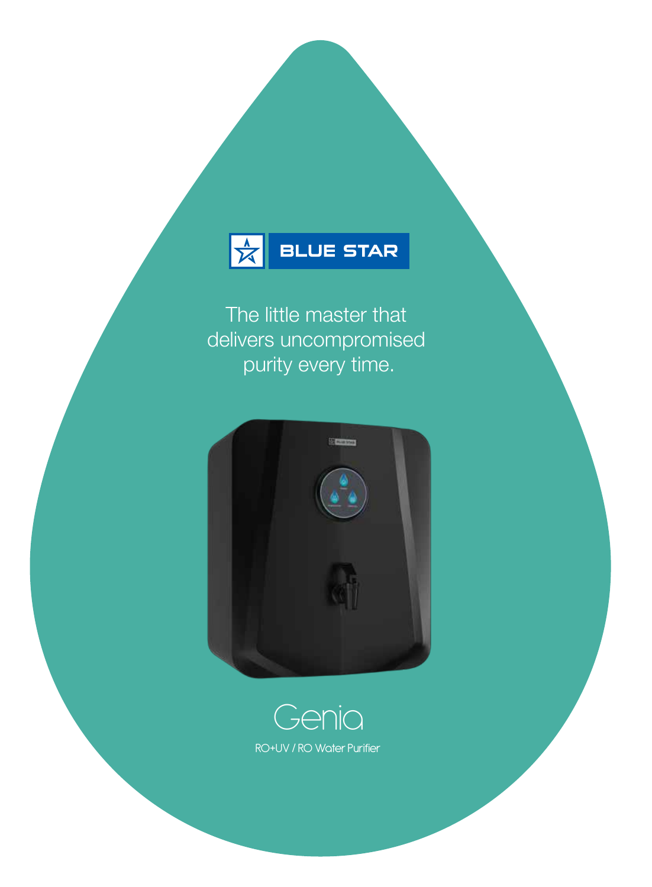BLUE STAR

The little master that delivers uncompromised purity every time.

# Genia

RO+UV / RO Water Purifier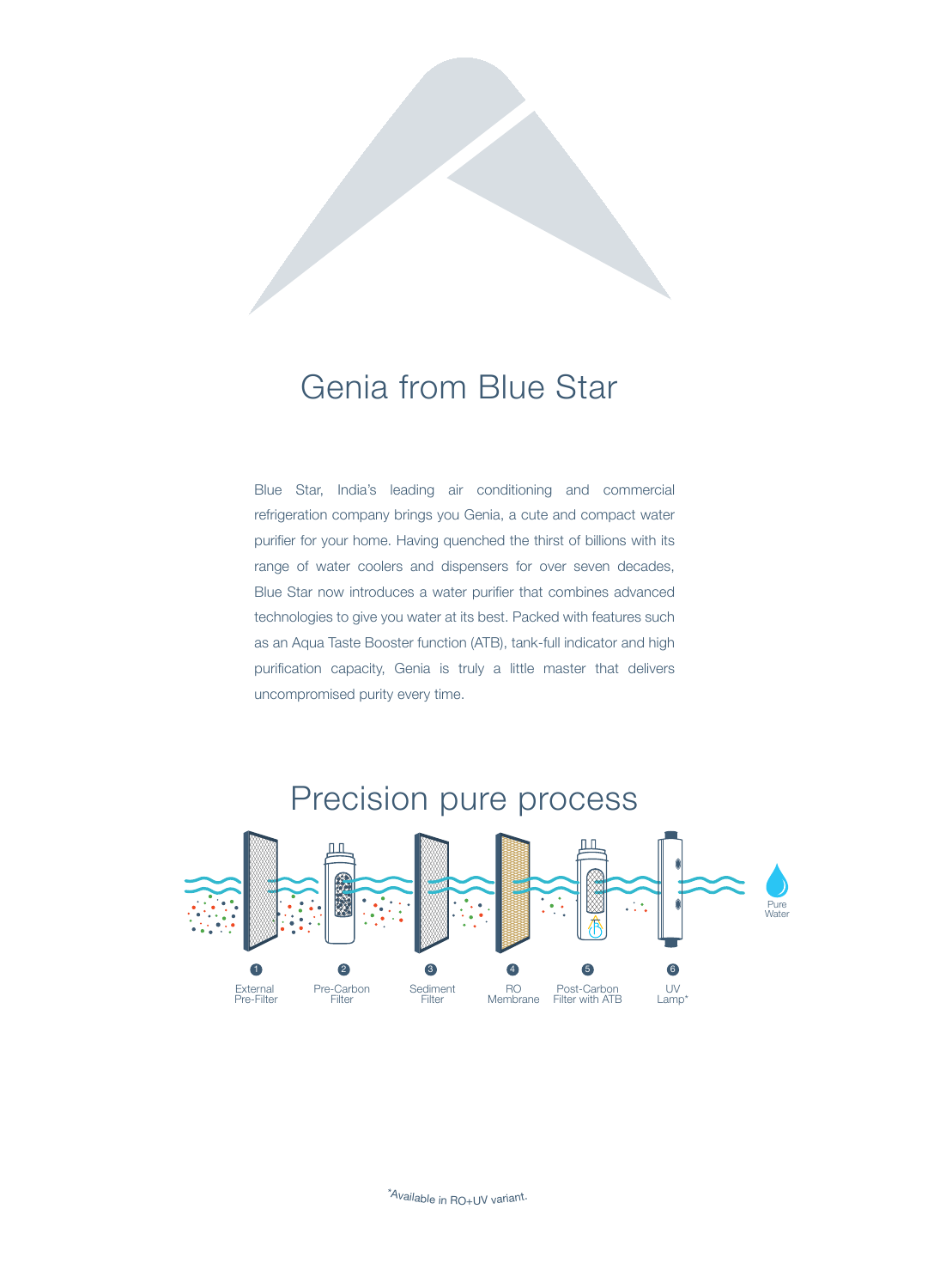# Genia from Blue Star

Blue Star, India's leading air conditioning and commercial refrigeration company brings you Genia, a cute and compact water purifier for your home. Having quenched the thirst of billions with its range of water coolers and dispensers for over seven decades, Blue Star now introduces a water purifier that combines advanced technologies to give you water at its best. Packed with features such as an Aqua Taste Booster function (ATB), tank-full indicator and high purification capacity, Genia is truly a little master that delivers uncompromised purity every time.

## Precision pure process

1. External Pre-Filter
2. Pre-Carbon Filter
3. Sediment Filter
4. RO Membrane
5. Post-Carbon Filter with ATB
6. UV Lamp*

Pure Water

*Available in RO+UV variant.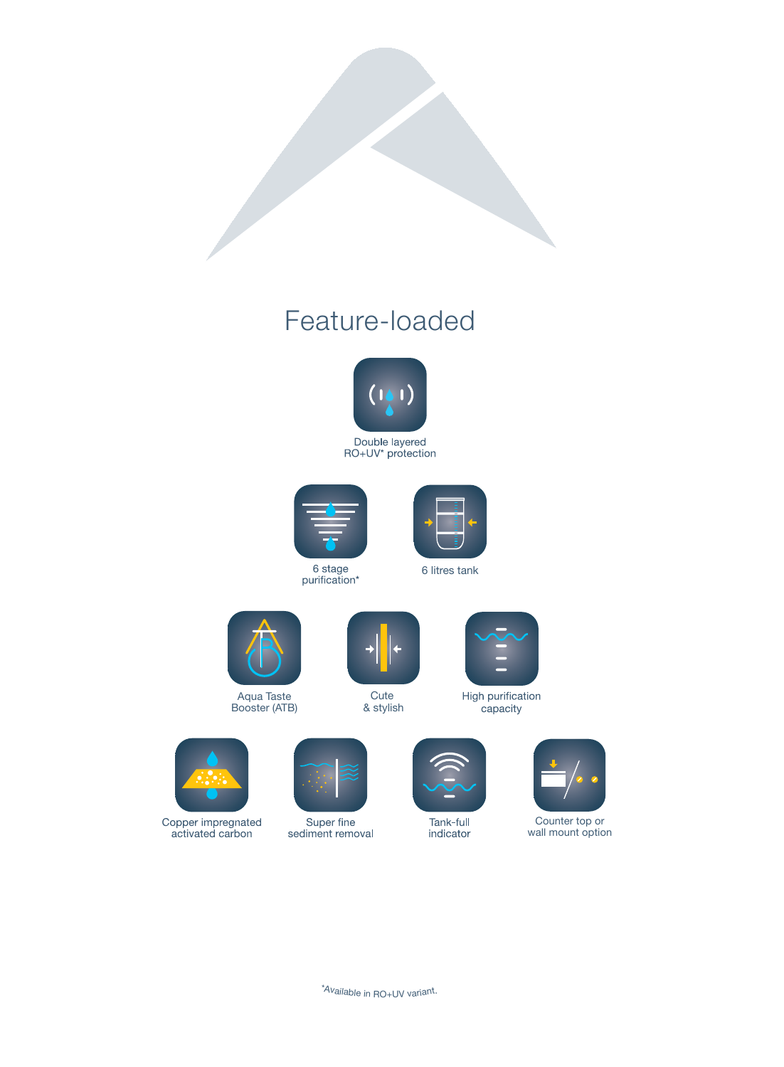# Feature-loaded

- Double layered RO+UV* protection
- 6 stage purification*
- 6 litres tank
- Aqua Taste Booster (ATB)
- Cute & stylish
- High purification capacity
- Copper impregnated activated carbon
- Super fine sediment removal
- Tank-full indicator
- Counter top or wall mount option

*Available in RO+UV variant.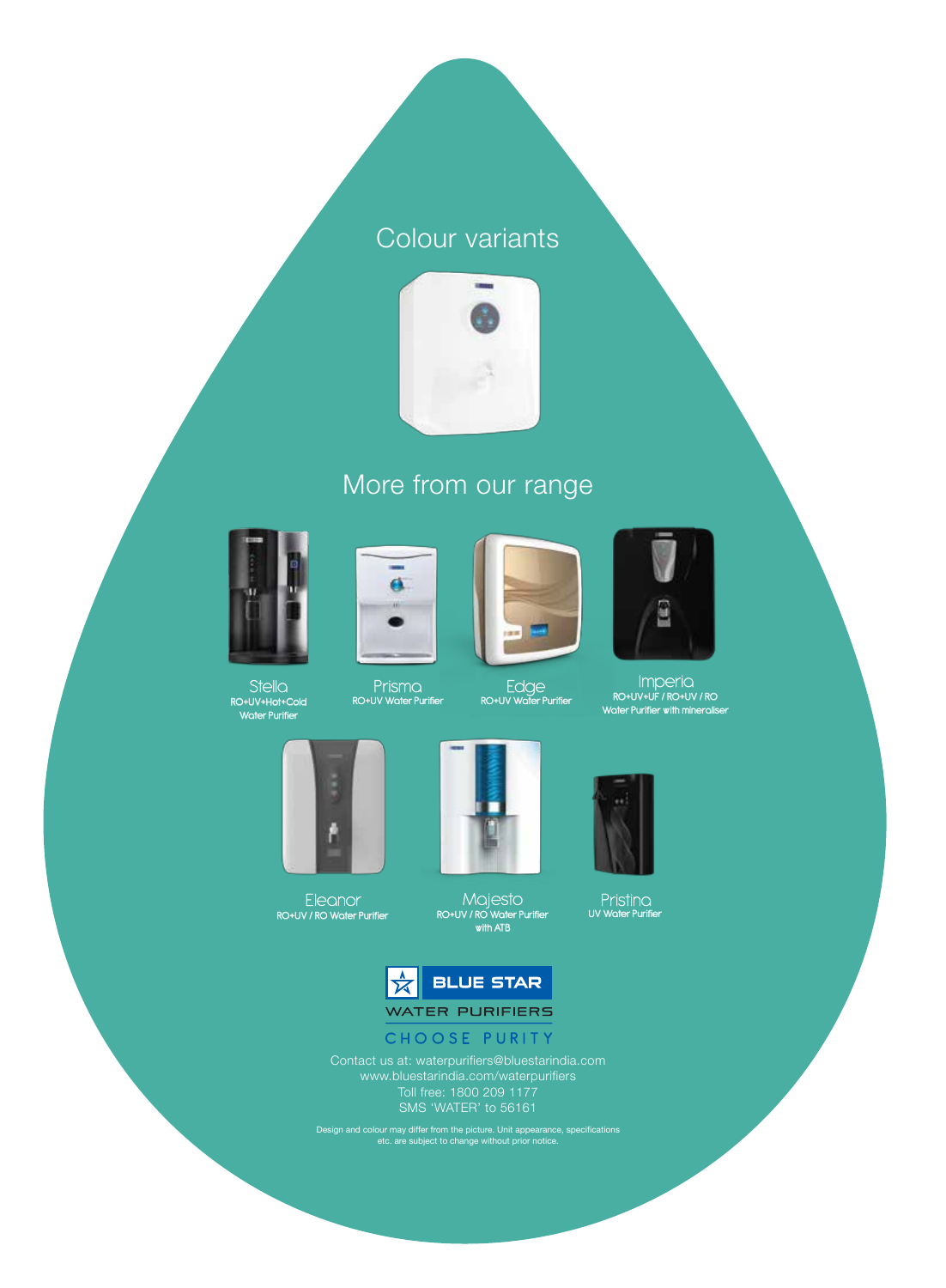## Colour variants

## More from our range

**Stella**
RO+UV+Hot+Cold Water Purifier

**Prisma**
RO+UV Water Purifier

**Edge**
RO+UV Water Purifier

**Imperia**
RO+UV+UF / RO+UV / RO Water Purifier with mineraliser

**Eleanor**
RO+UV / RO Water Purifier

**Majesto**
RO+UV / RO Water Purifier with ATB

**Pristina**
UV Water Purifier

BLUE STAR
WATER PURIFIERS
CHOOSE PURITY

Contact us at: waterpurifiers@bluestarindia.com
www.bluestarindia.com/waterpurifiers
Toll free: 1800 209 1177
SMS 'WATER' to 56161

Design and colour may differ from the picture. Unit appearance, specifications etc. are subject to change without prior notice.